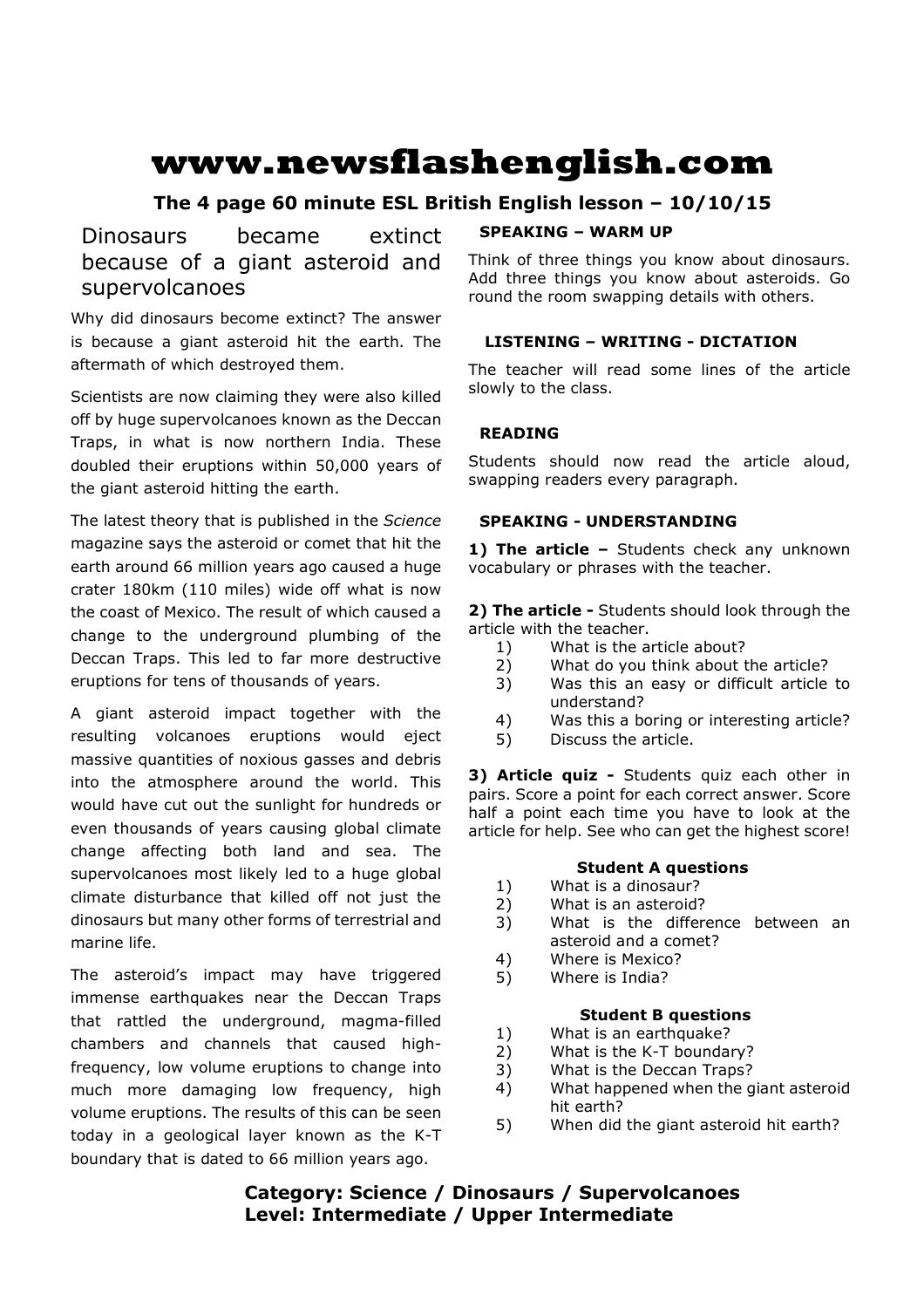# www.newsflashenglish.com

**The 4 page 60 minute ESL British English lesson – 10/10/15**

## Dinosaurs became extinct because of a giant asteroid and supervolcanoes

Why did dinosaurs become extinct? The answer is because a giant asteroid hit the earth. The aftermath of which destroyed them.

Scientists are now claiming they were also killed off by huge supervolcanoes known as the Deccan Traps, in what is now northern India. These doubled their eruptions within 50,000 years of the giant asteroid hitting the earth.

The latest theory that is published in the *Science* magazine says the asteroid or comet that hit the earth around 66 million years ago caused a huge crater 180km (110 miles) wide off what is now the coast of Mexico. The result of which caused a change to the underground plumbing of the Deccan Traps. This led to far more destructive eruptions for tens of thousands of years.

A giant asteroid impact together with the resulting volcanoes eruptions would eject massive quantities of noxious gasses and debris into the atmosphere around the world. This would have cut out the sunlight for hundreds or even thousands of years causing global climate change affecting both land and sea. The supervolcanoes most likely led to a huge global climate disturbance that killed off not just the dinosaurs but many other forms of terrestrial and marine life.

The asteroid's impact may have triggered immense earthquakes near the Deccan Traps that rattled the underground, magma-filled chambers and channels that caused high-frequency, low volume eruptions to change into much more damaging low frequency, high volume eruptions. The results of this can be seen today in a geological layer known as the K-T boundary that is dated to 66 million years ago.

### SPEAKING – WARM UP

Think of three things you know about dinosaurs. Add three things you know about asteroids. Go round the room swapping details with others.

### LISTENING – WRITING - DICTATION

The teacher will read some lines of the article slowly to the class.

### READING

Students should now read the article aloud, swapping readers every paragraph.

### SPEAKING - UNDERSTANDING

**1) The article –** Students check any unknown vocabulary or phrases with the teacher.

**2) The article -** Students should look through the article with the teacher.

1) What is the article about?
2) What do you think about the article?
3) Was this an easy or difficult article to understand?
4) Was this a boring or interesting article?
5) Discuss the article.

**3) Article quiz -** Students quiz each other in pairs. Score a point for each correct answer. Score half a point each time you have to look at the article for help. See who can get the highest score!

**Student A questions**

1) What is a dinosaur?
2) What is an asteroid?
3) What is the difference between an asteroid and a comet?
4) Where is Mexico?
5) Where is India?

**Student B questions**

1) What is an earthquake?
2) What is the K-T boundary?
3) What is the Deccan Traps?
4) What happened when the giant asteroid hit earth?
5) When did the giant asteroid hit earth?

**Category: Science / Dinosaurs / Supervolcanoes**
**Level: Intermediate / Upper Intermediate**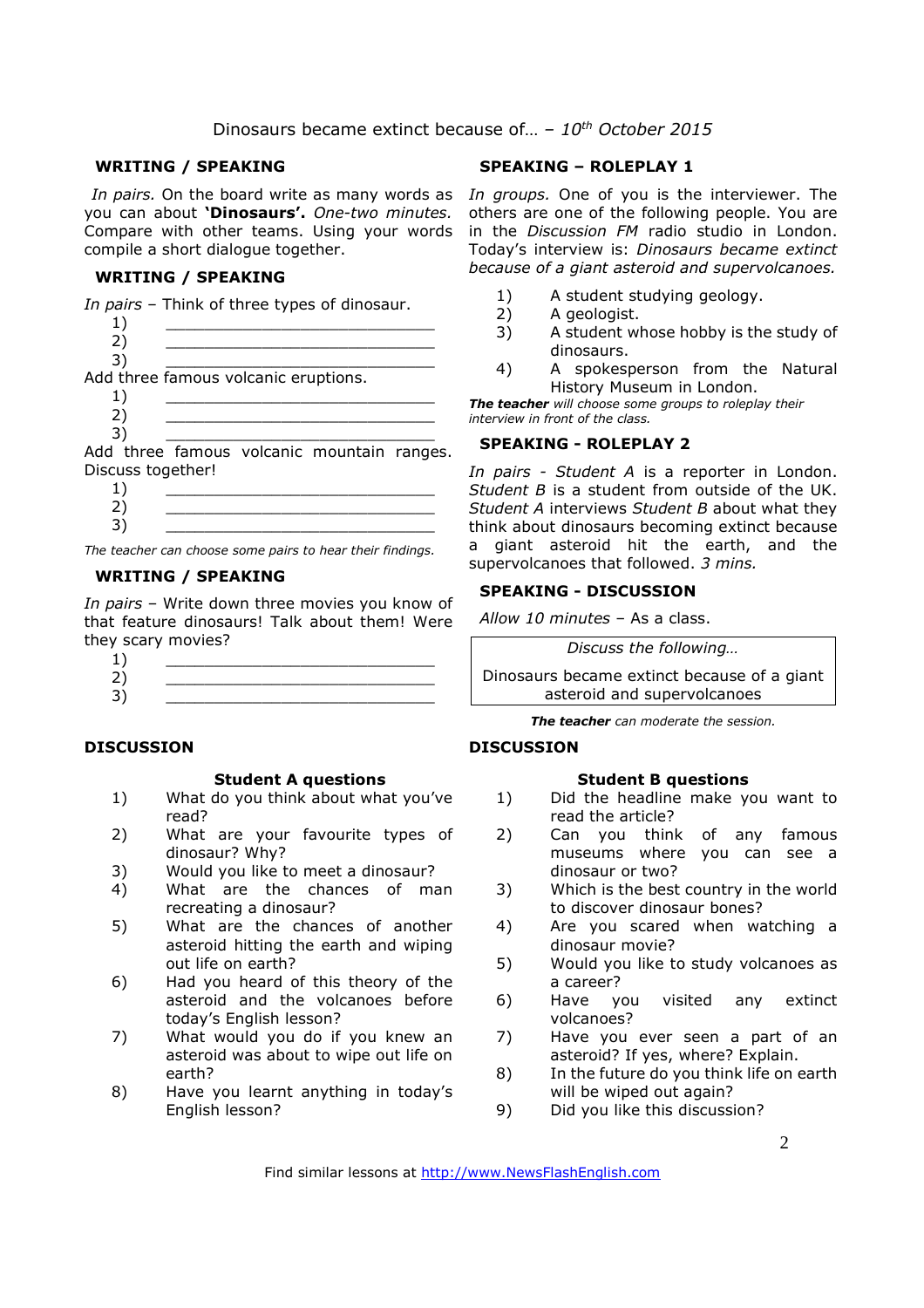Dinosaurs became extinct because of… – *10th October 2015*

### WRITING / SPEAKING

*In pairs.* On the board write as many words as you can about **'Dinosaurs'.** *One-two minutes.* Compare with other teams. Using your words compile a short dialogue together.

### WRITING / SPEAKING

*In pairs* – Think of three types of dinosaur.

1) ___________________________
2) ___________________________
3) ___________________________

Add three famous volcanic eruptions.

1) ___________________________
2) ___________________________
3) ___________________________

Add three famous volcanic mountain ranges. Discuss together!

1) ___________________________
2) ___________________________
3) ___________________________

*The teacher can choose some pairs to hear their findings.*

### WRITING / SPEAKING

*In pairs* – Write down three movies you know of that feature dinosaurs! Talk about them! Were they scary movies?

1) ___________________________
2) ___________________________
3) ___________________________

### SPEAKING – ROLEPLAY 1

*In groups.* One of you is the interviewer. The others are one of the following people. You are in the *Discussion FM* radio studio in London. Today's interview is: *Dinosaurs became extinct because of a giant asteroid and supervolcanoes.*

1) A student studying geology.
2) A geologist.
3) A student whose hobby is the study of dinosaurs.
4) A spokesperson from the Natural History Museum in London.

***The teacher** will choose some groups to roleplay their interview in front of the class.*

### SPEAKING - ROLEPLAY 2

*In pairs - Student A* is a reporter in London. *Student B* is a student from outside of the UK. *Student A* interviews *Student B* about what they think about dinosaurs becoming extinct because a giant asteroid hit the earth, and the supervolcanoes that followed. *3 mins.*

### SPEAKING - DISCUSSION

*Allow 10 minutes* – As a class.

| *Discuss the following…* |
|---|
| Dinosaurs became extinct because of a giant asteroid and supervolcanoes |

***The teacher** can moderate the session.*

### DISCUSSION

**Student A questions**

1) What do you think about what you've read?
2) What are your favourite types of dinosaur? Why?
3) Would you like to meet a dinosaur?
4) What are the chances of man recreating a dinosaur?
5) What are the chances of another asteroid hitting the earth and wiping out life on earth?
6) Had you heard of this theory of the asteroid and the volcanoes before today's English lesson?
7) What would you do if you knew an asteroid was about to wipe out life on earth?
8) Have you learnt anything in today's English lesson?

### DISCUSSION

**Student B questions**

1) Did the headline make you want to read the article?
2) Can you think of any famous museums where you can see a dinosaur or two?
3) Which is the best country in the world to discover dinosaur bones?
4) Are you scared when watching a dinosaur movie?
5) Would you like to study volcanoes as a career?
6) Have you visited any extinct volcanoes?
7) Have you ever seen a part of an asteroid? If yes, where? Explain.
8) In the future do you think life on earth will be wiped out again?
9) Did you like this discussion?

Find similar lessons at http://www.NewsFlashEnglish.com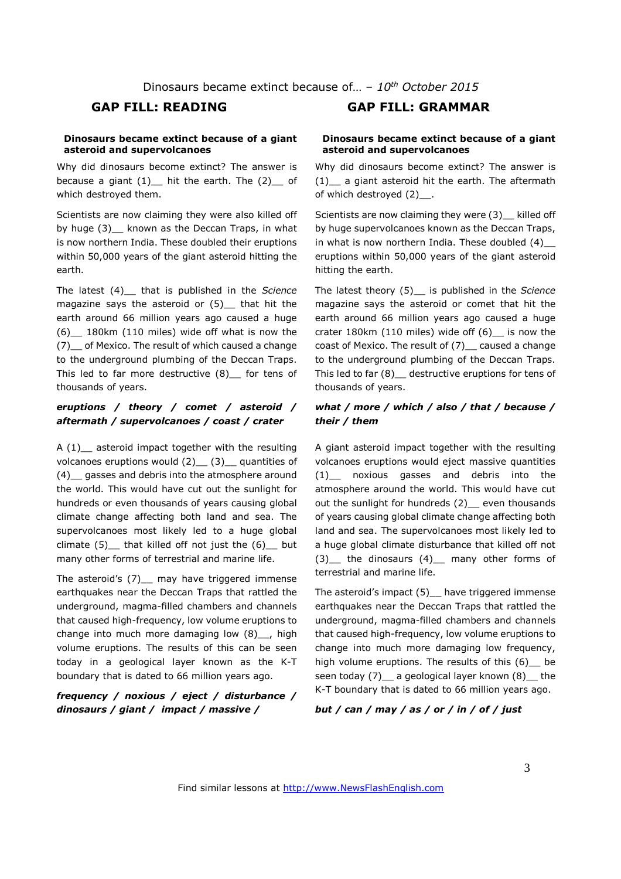Dinosaurs became extinct because of… – *10th October 2015*

## GAP FILL: READING

**Dinosaurs became extinct because of a giant asteroid and supervolcanoes**

Why did dinosaurs become extinct? The answer is because a giant (1)__ hit the earth. The (2)__ of which destroyed them.

Scientists are now claiming they were also killed off by huge (3)__ known as the Deccan Traps, in what is now northern India. These doubled their eruptions within 50,000 years of the giant asteroid hitting the earth.

The latest (4)__ that is published in the *Science* magazine says the asteroid or (5)__ that hit the earth around 66 million years ago caused a huge (6)__ 180km (110 miles) wide off what is now the (7)__ of Mexico. The result of which caused a change to the underground plumbing of the Deccan Traps. This led to far more destructive (8)__ for tens of thousands of years.

***eruptions / theory / comet / asteroid / aftermath / supervolcanoes / coast / crater***

A (1)__ asteroid impact together with the resulting volcanoes eruptions would (2)__ (3)__ quantities of (4)__ gasses and debris into the atmosphere around the world. This would have cut out the sunlight for hundreds or even thousands of years causing global climate change affecting both land and sea. The supervolcanoes most likely led to a huge global climate (5)__ that killed off not just the (6)__ but many other forms of terrestrial and marine life.

The asteroid's (7)__ may have triggered immense earthquakes near the Deccan Traps that rattled the underground, magma-filled chambers and channels that caused high-frequency, low volume eruptions to change into much more damaging low (8)__, high volume eruptions. The results of this can be seen today in a geological layer known as the K-T boundary that is dated to 66 million years ago.

***frequency / noxious / eject / disturbance / dinosaurs / giant / impact / massive /***

## GAP FILL: GRAMMAR

**Dinosaurs became extinct because of a giant asteroid and supervolcanoes**

Why did dinosaurs become extinct? The answer is (1)__ a giant asteroid hit the earth. The aftermath of which destroyed (2)__.

Scientists are now claiming they were (3)__ killed off by huge supervolcanoes known as the Deccan Traps, in what is now northern India. These doubled (4)__ eruptions within 50,000 years of the giant asteroid hitting the earth.

The latest theory (5)__ is published in the *Science* magazine says the asteroid or comet that hit the earth around 66 million years ago caused a huge crater 180km (110 miles) wide off (6)__ is now the coast of Mexico. The result of (7)__ caused a change to the underground plumbing of the Deccan Traps. This led to far (8)__ destructive eruptions for tens of thousands of years.

***what / more / which / also / that / because / their / them***

A giant asteroid impact together with the resulting volcanoes eruptions would eject massive quantities (1)__ noxious gasses and debris into the atmosphere around the world. This would have cut out the sunlight for hundreds (2)__ even thousands of years causing global climate change affecting both land and sea. The supervolcanoes most likely led to a huge global climate disturbance that killed off not (3)__ the dinosaurs (4)__ many other forms of terrestrial and marine life.

The asteroid's impact (5)__ have triggered immense earthquakes near the Deccan Traps that rattled the underground, magma-filled chambers and channels that caused high-frequency, low volume eruptions to change into much more damaging low frequency, high volume eruptions. The results of this (6)__ be seen today (7)__ a geological layer known (8)__ the K-T boundary that is dated to 66 million years ago.

***but / can / may / as / or / in / of / just***

Find similar lessons at http://www.NewsFlashEnglish.com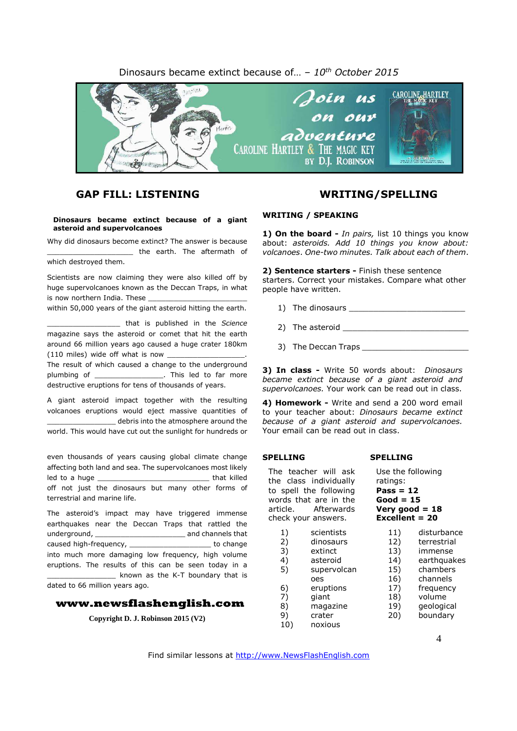Dinosaurs became extinct because of… – *10th October 2015*

## GAP FILL: LISTENING

**Dinosaurs became extinct because of a giant asteroid and supervolcanoes**

Why did dinosaurs become extinct? The answer is because ____________________ the earth. The aftermath of which destroyed them.

Scientists are now claiming they were also killed off by huge supervolcanoes known as the Deccan Traps, in what is now northern India. These _______________________ within 50,000 years of the giant asteroid hitting the earth.

_________________ that is published in the *Science* magazine says the asteroid or comet that hit the earth around 66 million years ago caused a huge crater 180km (110 miles) wide off what is now ________________. The result of which caused a change to the underground plumbing of ________________. This led to far more destructive eruptions for tens of thousands of years.

A giant asteroid impact together with the resulting volcanoes eruptions would eject massive quantities of ________________ debris into the atmosphere around the world. This would have cut out the sunlight for hundreds or even thousands of years causing global climate change affecting both land and sea. The supervolcanoes most likely led to a huge __________________________ that killed off not just the dinosaurs but many other forms of terrestrial and marine life.

The asteroid's impact may have triggered immense earthquakes near the Deccan Traps that rattled the underground, ______________________ and channels that caused high-frequency, ___________________ to change into much more damaging low frequency, high volume eruptions. The results of this can be seen today in a ________________ known as the K-T boundary that is dated to 66 million years ago.

**www.newsflashenglish.com**

**Copyright D. J. Robinson 2015 (V2)**

## WRITING/SPELLING

**WRITING / SPEAKING**

**1) On the board -** *In pairs,* list 10 things you know about: *asteroids. Add 10 things you know about: volcanoes*. *One-two minutes. Talk about each of them*.

**2) Sentence starters -** Finish these sentence starters. Correct your mistakes. Compare what other people have written.

1) The dinosaurs ________________________
2) The asteroid ___________________________
3) The Deccan Traps ______________________

**3) In class -** Write 50 words about: *Dinosaurs became extinct because of a giant asteroid and supervolcanoes.* Your work can be read out in class.

**4) Homework -** Write and send a 200 word email to your teacher about: *Dinosaurs became extinct because of a giant asteroid and supervolcanoes.* Your email can be read out in class.

**SPELLING**

The teacher will ask the class individually to spell the following words that are in the article. Afterwards check your answers.

1) scientists
2) dinosaurs
3) extinct
4) asteroid
5) supervolcanoes
6) eruptions
7) giant
8) magazine
9) crater
10) noxious
11) disturbance
12) terrestrial
13) immense
14) earthquakes
15) chambers
16) channels
17) frequency
18) volume
19) geological
20) boundary

**SPELLING**

Use the following ratings:
**Pass = 12**
**Good = 15**
**Very good = 18**
**Excellent = 20**

Find similar lessons at http://www.NewsFlashEnglish.com